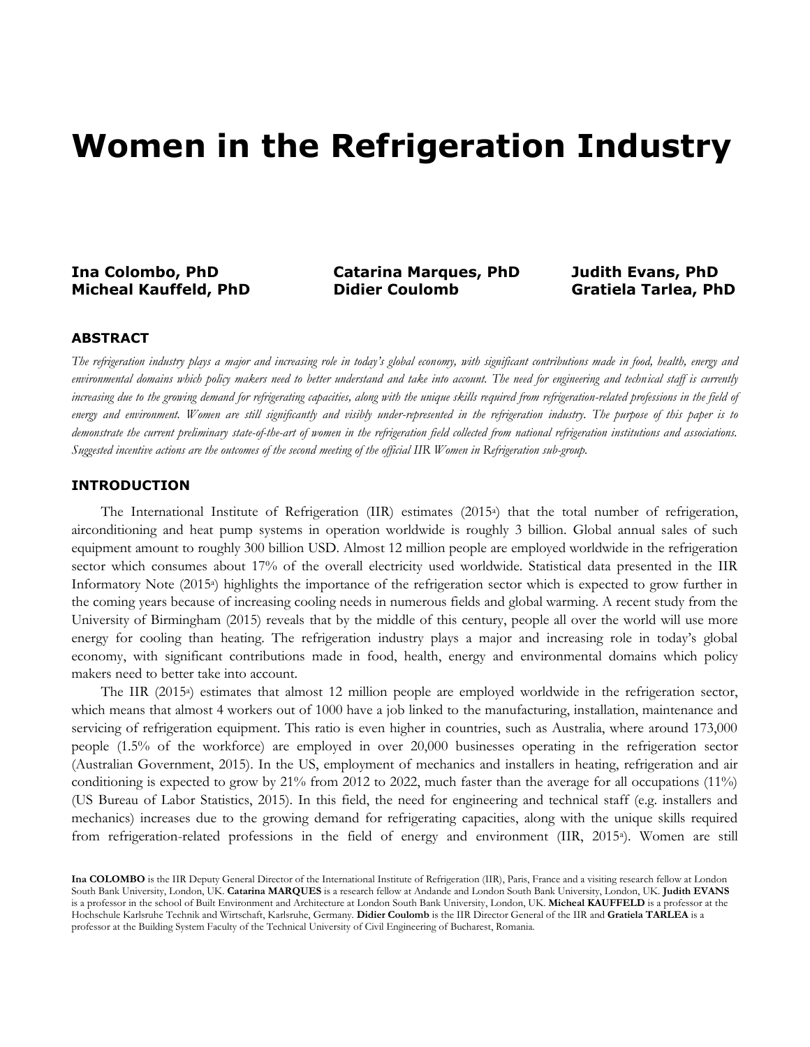# Women in the Refrigeration Industry

**Ina Colombo, PhD** **Catarina Marques, PhD** **Judith Evans, PhD**
**Micheal Kauffeld, PhD** **Didier Coulomb** **Gratiela Tarlea, PhD**

## ABSTRACT

*The refrigeration industry plays a major and increasing role in today's global economy, with significant contributions made in food, health, energy and environmental domains which policy makers need to better understand and take into account. The need for engineering and technical staff is currently increasing due to the growing demand for refrigerating capacities, along with the unique skills required from refrigeration-related professions in the field of energy and environment. Women are still significantly and visibly under-represented in the refrigeration industry. The purpose of this paper is to demonstrate the current preliminary state-of-the-art of women in the refrigeration field collected from national refrigeration institutions and associations. Suggested incentive actions are the outcomes of the second meeting of the official IIR Women in Refrigeration sub-group.*

## INTRODUCTION

The International Institute of Refrigeration (IIR) estimates (2015[a]) that the total number of refrigeration, airconditioning and heat pump systems in operation worldwide is roughly 3 billion. Global annual sales of such equipment amount to roughly 300 billion USD. Almost 12 million people are employed worldwide in the refrigeration sector which consumes about 17% of the overall electricity used worldwide. Statistical data presented in the IIR Informatory Note (2015[a]) highlights the importance of the refrigeration sector which is expected to grow further in the coming years because of increasing cooling needs in numerous fields and global warming. A recent study from the University of Birmingham (2015) reveals that by the middle of this century, people all over the world will use more energy for cooling than heating. The refrigeration industry plays a major and increasing role in today's global economy, with significant contributions made in food, health, energy and environmental domains which policy makers need to better take into account.

The IIR (2015[a]) estimates that almost 12 million people are employed worldwide in the refrigeration sector, which means that almost 4 workers out of 1000 have a job linked to the manufacturing, installation, maintenance and servicing of refrigeration equipment. This ratio is even higher in countries, such as Australia, where around 173,000 people (1.5% of the workforce) are employed in over 20,000 businesses operating in the refrigeration sector (Australian Government, 2015). In the US, employment of mechanics and installers in heating, refrigeration and air conditioning is expected to grow by 21% from 2012 to 2022, much faster than the average for all occupations (11%) (US Bureau of Labor Statistics, 2015). In this field, the need for engineering and technical staff (e.g. installers and mechanics) increases due to the growing demand for refrigerating capacities, along with the unique skills required from refrigeration-related professions in the field of energy and environment (IIR, 2015[a]). Women are still

**Ina COLOMBO** is the IIR Deputy General Director of the International Institute of Refrigeration (IIR), Paris, France and a visiting research fellow at London South Bank University, London, UK. **Catarina MARQUES** is a research fellow at Andande and London South Bank University, London, UK. **Judith EVANS** is a professor in the school of Built Environment and Architecture at London South Bank University, London, UK. **Micheal KAUFFELD** is a professor at the Hochschule Karlsruhe Technik and Wirtschaft, Karlsruhe, Germany. **Didier Coulomb** is the IIR Director General of the IIR and **Gratiela TARLEA** is a professor at the Building System Faculty of the Technical University of Civil Engineering of Bucharest, Romania.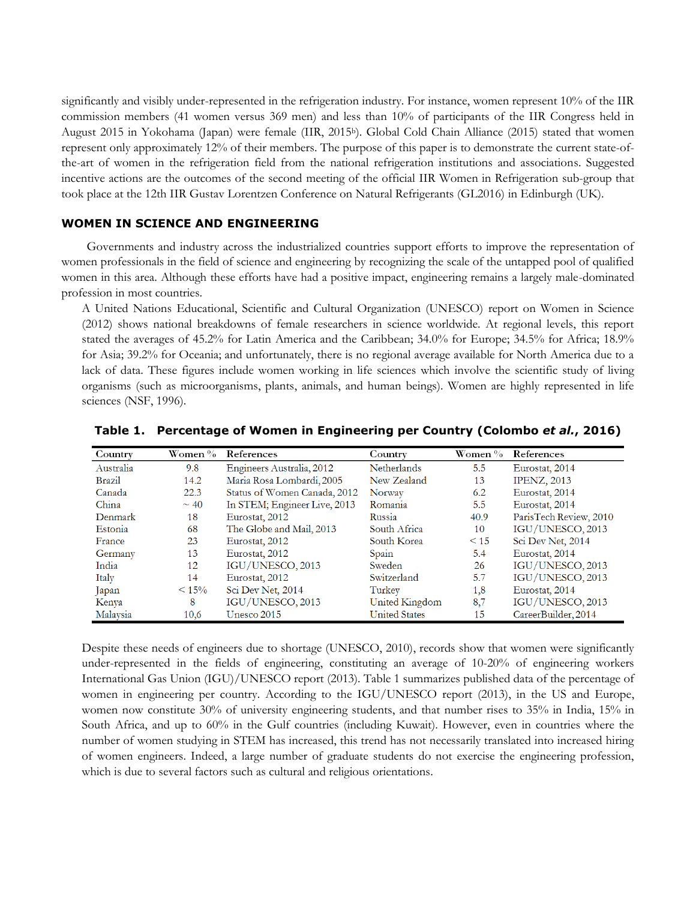significantly and visibly under-represented in the refrigeration industry. For instance, women represent 10% of the IIR commission members (41 women versus 369 men) and less than 10% of participants of the IIR Congress held in August 2015 in Yokohama (Japan) were female (IIR, 2015b). Global Cold Chain Alliance (2015) stated that women represent only approximately 12% of their members. The purpose of this paper is to demonstrate the current state-of-the-art of women in the refrigeration field from the national refrigeration institutions and associations. Suggested incentive actions are the outcomes of the second meeting of the official IIR Women in Refrigeration sub-group that took place at the 12th IIR Gustav Lorentzen Conference on Natural Refrigerants (GL2016) in Edinburgh (UK).

## WOMEN IN SCIENCE AND ENGINEERING

Governments and industry across the industrialized countries support efforts to improve the representation of women professionals in the field of science and engineering by recognizing the scale of the untapped pool of qualified women in this area. Although these efforts have had a positive impact, engineering remains a largely male-dominated profession in most countries.

A United Nations Educational, Scientific and Cultural Organization (UNESCO) report on Women in Science (2012) shows national breakdowns of female researchers in science worldwide. At regional levels, this report stated the averages of 45.2% for Latin America and the Caribbean; 34.0% for Europe; 34.5% for Africa; 18.9% for Asia; 39.2% for Oceania; and unfortunately, there is no regional average available for North America due to a lack of data. These figures include women working in life sciences which involve the scientific study of living organisms (such as microorganisms, plants, animals, and human beings). Women are highly represented in life sciences (NSF, 1996).

**Table 1. Percentage of Women in Engineering per Country (Colombo *et al.*, 2016)**

| Country | Women % | References | Country | Women % | References |
|---|---|---|---|---|---|
| Australia | 9.8 | Engineers Australia, 2012 | Netherlands | 5.5 | Eurostat, 2014 |
| Brazil | 14.2 | Maria Rosa Lombardi, 2005 | New Zealand | 13 | IPENZ, 2013 |
| Canada | 22.3 | Status of Women Canada, 2012 | Norway | 6.2 | Eurostat, 2014 |
| China | ~ 40 | In STEM; Engineer Live, 2013 | Romania | 5.5 | Eurostat, 2014 |
| Denmark | 18 | Eurostat, 2012 | Russia | 40.9 | ParisTech Review, 2010 |
| Estonia | 68 | The Globe and Mail, 2013 | South Africa | 10 | IGU/UNESCO, 2013 |
| France | 23 | Eurostat, 2012 | South Korea | < 15 | Sci Dev Net, 2014 |
| Germany | 13 | Eurostat, 2012 | Spain | 5.4 | Eurostat, 2014 |
| India | 12 | IGU/UNESCO, 2013 | Sweden | 26 | IGU/UNESCO, 2013 |
| Italy | 14 | Eurostat, 2012 | Switzerland | 5.7 | IGU/UNESCO, 2013 |
| Japan | < 15% | Sci Dev Net, 2014 | Turkey | 1,8 | Eurostat, 2014 |
| Kenya | 8 | IGU/UNESCO, 2013 | United Kingdom | 8,7 | IGU/UNESCO, 2013 |
| Malaysia | 10,6 | Unesco 2015 | United States | 15 | CareerBuilder, 2014 |

Despite these needs of engineers due to shortage (UNESCO, 2010), records show that women were significantly under-represented in the fields of engineering, constituting an average of 10-20% of engineering workers International Gas Union (IGU)/UNESCO report (2013). Table 1 summarizes published data of the percentage of women in engineering per country. According to the IGU/UNESCO report (2013), in the US and Europe, women now constitute 30% of university engineering students, and that number rises to 35% in India, 15% in South Africa, and up to 60% in the Gulf countries (including Kuwait). However, even in countries where the number of women studying in STEM has increased, this trend has not necessarily translated into increased hiring of women engineers. Indeed, a large number of graduate students do not exercise the engineering profession, which is due to several factors such as cultural and religious orientations.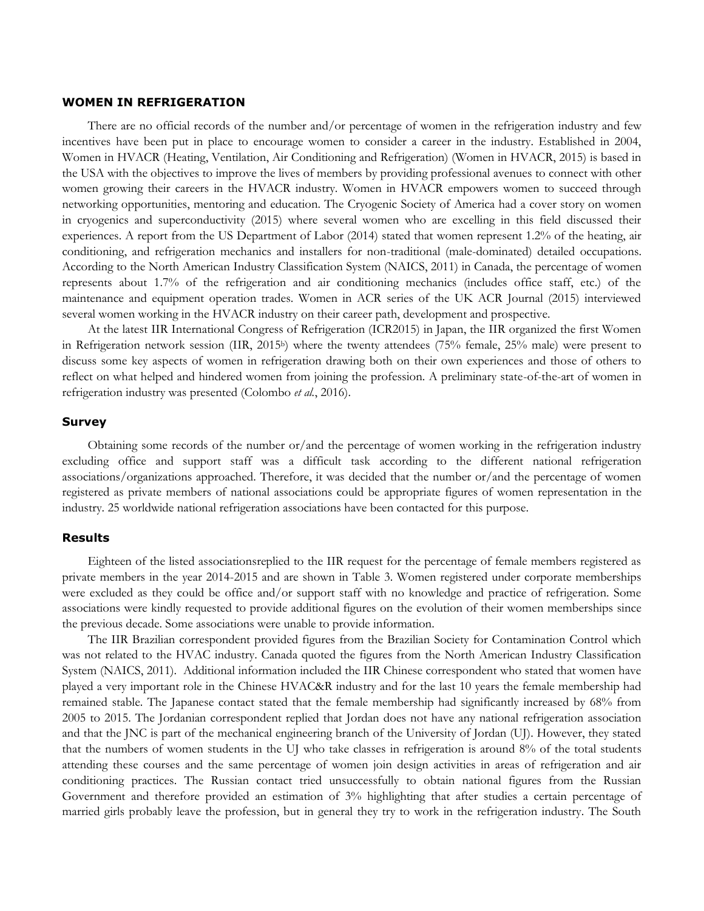## WOMEN IN REFRIGERATION

There are no official records of the number and/or percentage of women in the refrigeration industry and few incentives have been put in place to encourage women to consider a career in the industry. Established in 2004, Women in HVACR (Heating, Ventilation, Air Conditioning and Refrigeration) (Women in HVACR, 2015) is based in the USA with the objectives to improve the lives of members by providing professional avenues to connect with other women growing their careers in the HVACR industry. Women in HVACR empowers women to succeed through networking opportunities, mentoring and education. The Cryogenic Society of America had a cover story on women in cryogenics and superconductivity (2015) where several women who are excelling in this field discussed their experiences. A report from the US Department of Labor (2014) stated that women represent 1.2% of the heating, air conditioning, and refrigeration mechanics and installers for non-traditional (male-dominated) detailed occupations. According to the North American Industry Classification System (NAICS, 2011) in Canada, the percentage of women represents about 1.7% of the refrigeration and air conditioning mechanics (includes office staff, etc.) of the maintenance and equipment operation trades. Women in ACR series of the UK ACR Journal (2015) interviewed several women working in the HVACR industry on their career path, development and prospective.

At the latest IIR International Congress of Refrigeration (ICR2015) in Japan, the IIR organized the first Women in Refrigeration network session (IIR, 2015[b]) where the twenty attendees (75% female, 25% male) were present to discuss some key aspects of women in refrigeration drawing both on their own experiences and those of others to reflect on what helped and hindered women from joining the profession. A preliminary state-of-the-art of women in refrigeration industry was presented (Colombo *et al.*, 2016).

### Survey

Obtaining some records of the number or/and the percentage of women working in the refrigeration industry excluding office and support staff was a difficult task according to the different national refrigeration associations/organizations approached. Therefore, it was decided that the number or/and the percentage of women registered as private members of national associations could be appropriate figures of women representation in the industry. 25 worldwide national refrigeration associations have been contacted for this purpose.

### Results

Eighteen of the listed associationsreplied to the IIR request for the percentage of female members registered as private members in the year 2014-2015 and are shown in Table 3. Women registered under corporate memberships were excluded as they could be office and/or support staff with no knowledge and practice of refrigeration. Some associations were kindly requested to provide additional figures on the evolution of their women memberships since the previous decade. Some associations were unable to provide information.

The IIR Brazilian correspondent provided figures from the Brazilian Society for Contamination Control which was not related to the HVAC industry. Canada quoted the figures from the North American Industry Classification System (NAICS, 2011). Additional information included the IIR Chinese correspondent who stated that women have played a very important role in the Chinese HVAC&R industry and for the last 10 years the female membership had remained stable. The Japanese contact stated that the female membership had significantly increased by 68% from 2005 to 2015. The Jordanian correspondent replied that Jordan does not have any national refrigeration association and that the JNC is part of the mechanical engineering branch of the University of Jordan (UJ). However, they stated that the numbers of women students in the UJ who take classes in refrigeration is around 8% of the total students attending these courses and the same percentage of women join design activities in areas of refrigeration and air conditioning practices. The Russian contact tried unsuccessfully to obtain national figures from the Russian Government and therefore provided an estimation of 3% highlighting that after studies a certain percentage of married girls probably leave the profession, but in general they try to work in the refrigeration industry. The South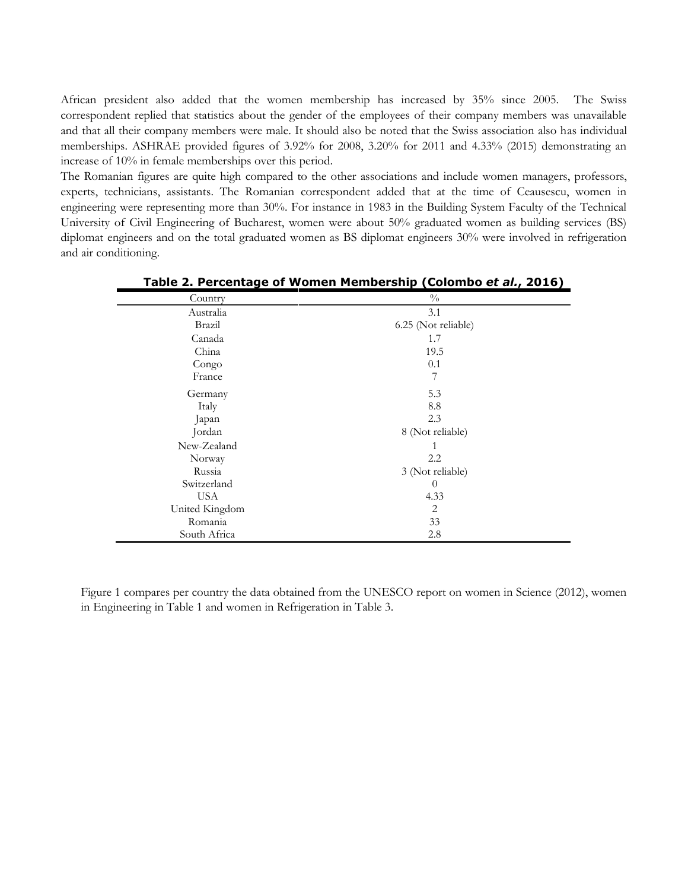African president also added that the women membership has increased by 35% since 2005. The Swiss correspondent replied that statistics about the gender of the employees of their company members was unavailable and that all their company members were male. It should also be noted that the Swiss association also has individual memberships. ASHRAE provided figures of 3.92% for 2008, 3.20% for 2011 and 4.33% (2015) demonstrating an increase of 10% in female memberships over this period.

The Romanian figures are quite high compared to the other associations and include women managers, professors, experts, technicians, assistants. The Romanian correspondent added that at the time of Ceausescu, women in engineering were representing more than 30%. For instance in 1983 in the Building System Faculty of the Technical University of Civil Engineering of Bucharest, women were about 50% graduated women as building services (BS) diplomat engineers and on the total graduated women as BS diplomat engineers 30% were involved in refrigeration and air conditioning.

**Table 2. Percentage of Women Membership (Colombo *et al.*, 2016)**

| Country | % |
|---|---|
| Australia | 3.1 |
| Brazil | 6.25 (Not reliable) |
| Canada | 1.7 |
| China | 19.5 |
| Congo | 0.1 |
| France | 7 |
| Germany | 5.3 |
| Italy | 8.8 |
| Japan | 2.3 |
| Jordan | 8 (Not reliable) |
| New-Zealand | 1 |
| Norway | 2.2 |
| Russia | 3 (Not reliable) |
| Switzerland | 0 |
| USA | 4.33 |
| United Kingdom | 2 |
| Romania | 33 |
| South Africa | 2.8 |

Figure 1 compares per country the data obtained from the UNESCO report on women in Science (2012), women in Engineering in Table 1 and women in Refrigeration in Table 3.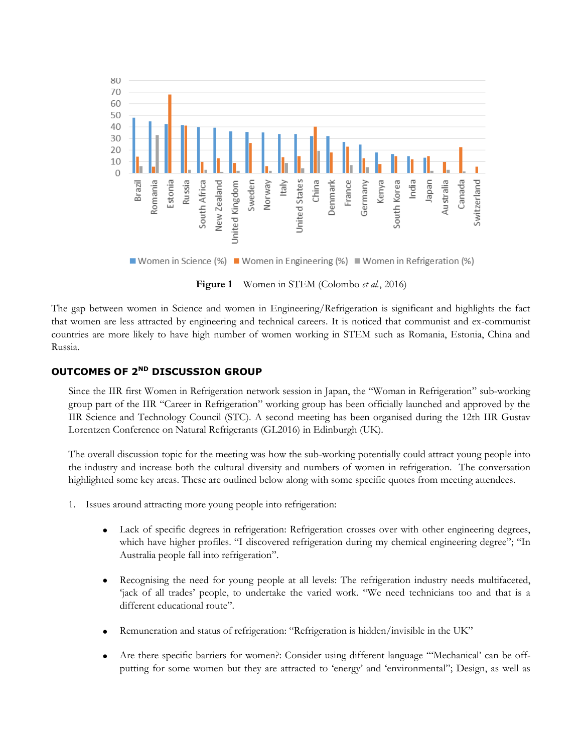Figure 1 Women in STEM (Colombo *et al.*, 2016)

The gap between women in Science and women in Engineering/Refrigeration is significant and highlights the fact that women are less attracted by engineering and technical careers. It is noticed that communist and ex-communist countries are more likely to have high number of women working in STEM such as Romania, Estonia, China and Russia.

## OUTCOMES OF 2[ND] DISCUSSION GROUP

Since the IIR first Women in Refrigeration network session in Japan, the "Woman in Refrigeration" sub-working group part of the IIR "Career in Refrigeration" working group has been officially launched and approved by the IIR Science and Technology Council (STC). A second meeting has been organised during the 12th IIR Gustav Lorentzen Conference on Natural Refrigerants (GL2016) in Edinburgh (UK).

The overall discussion topic for the meeting was how the sub-working potentially could attract young people into the industry and increase both the cultural diversity and numbers of women in refrigeration. The conversation highlighted some key areas. These are outlined below along with some specific quotes from meeting attendees.

1. Issues around attracting more young people into refrigeration:

   - Lack of specific degrees in refrigeration: Refrigeration crosses over with other engineering degrees, which have higher profiles. "I discovered refrigeration during my chemical engineering degree"; "In Australia people fall into refrigeration".

   - Recognising the need for young people at all levels: The refrigeration industry needs multifaceted, 'jack of all trades' people, to undertake the varied work. "We need technicians too and that is a different educational route".

   - Remuneration and status of refrigeration: "Refrigeration is hidden/invisible in the UK"

   - Are there specific barriers for women?: Consider using different language "'Mechanical' can be off-putting for some women but they are attracted to 'energy' and 'environmental"; Design, as well as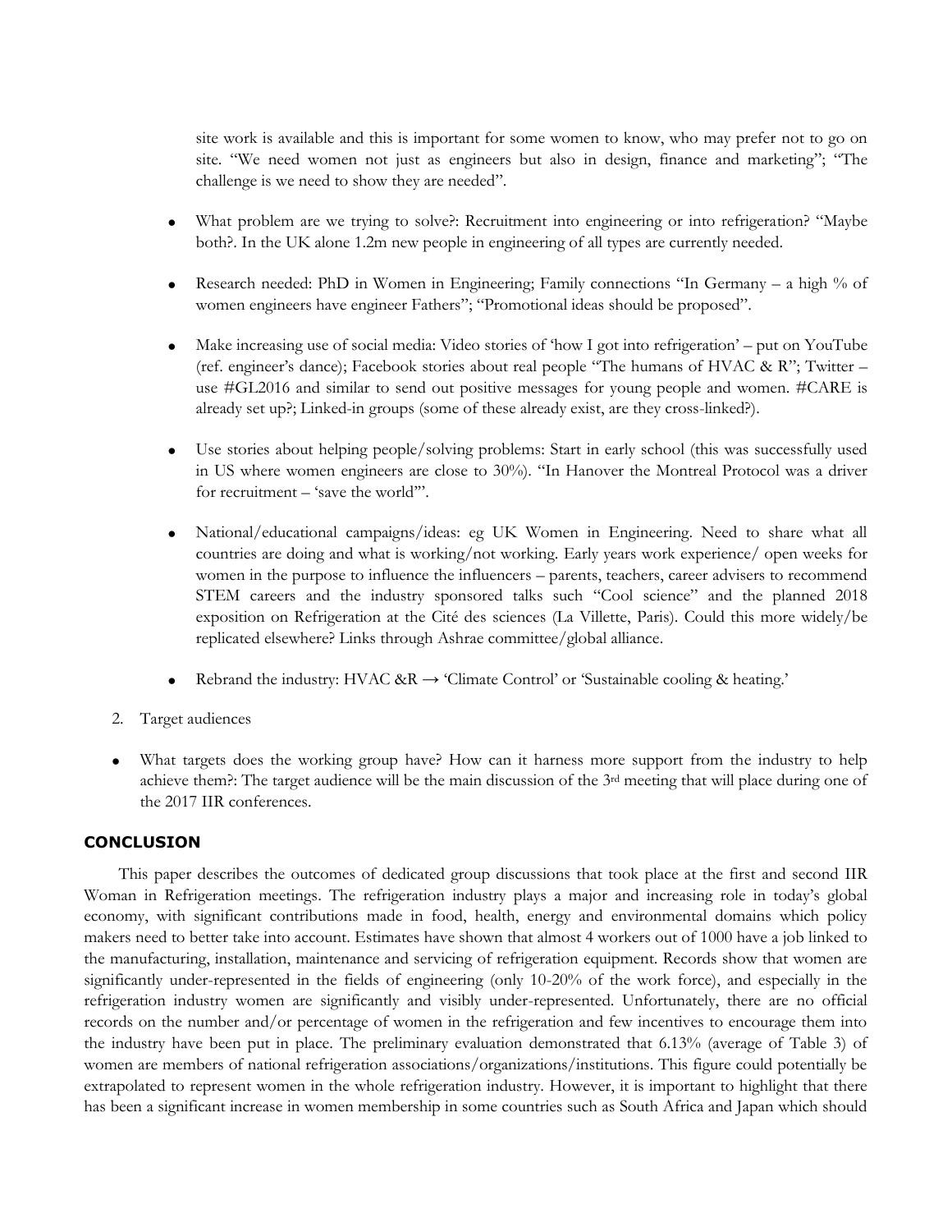site work is available and this is important for some women to know, who may prefer not to go on site. "We need women not just as engineers but also in design, finance and marketing"; "The challenge is we need to show they are needed".

- What problem are we trying to solve?: Recruitment into engineering or into refrigeration? "Maybe both?. In the UK alone 1.2m new people in engineering of all types are currently needed.

- Research needed: PhD in Women in Engineering; Family connections "In Germany – a high % of women engineers have engineer Fathers"; "Promotional ideas should be proposed".

- Make increasing use of social media: Video stories of 'how I got into refrigeration' – put on YouTube (ref. engineer's dance); Facebook stories about real people "The humans of HVAC & R"; Twitter – use #GL2016 and similar to send out positive messages for young people and women. #CARE is already set up?; Linked-in groups (some of these already exist, are they cross-linked?).

- Use stories about helping people/solving problems: Start in early school (this was successfully used in US where women engineers are close to 30%). "In Hanover the Montreal Protocol was a driver for recruitment – 'save the world'".

- National/educational campaigns/ideas: eg UK Women in Engineering. Need to share what all countries are doing and what is working/not working. Early years work experience/ open weeks for women in the purpose to influence the influencers – parents, teachers, career advisers to recommend STEM careers and the industry sponsored talks such "Cool science" and the planned 2018 exposition on Refrigeration at the Cité des sciences (La Villette, Paris). Could this more widely/be replicated elsewhere? Links through Ashrae committee/global alliance.

- Rebrand the industry: HVAC &R → 'Climate Control' or 'Sustainable cooling & heating.'

2. Target audiences

- What targets does the working group have? How can it harness more support from the industry to help achieve them?: The target audience will be the main discussion of the 3rd meeting that will place during one of the 2017 IIR conferences.

## CONCLUSION

This paper describes the outcomes of dedicated group discussions that took place at the first and second IIR Woman in Refrigeration meetings. The refrigeration industry plays a major and increasing role in today's global economy, with significant contributions made in food, health, energy and environmental domains which policy makers need to better take into account. Estimates have shown that almost 4 workers out of 1000 have a job linked to the manufacturing, installation, maintenance and servicing of refrigeration equipment. Records show that women are significantly under-represented in the fields of engineering (only 10-20% of the work force), and especially in the refrigeration industry women are significantly and visibly under-represented. Unfortunately, there are no official records on the number and/or percentage of women in the refrigeration and few incentives to encourage them into the industry have been put in place. The preliminary evaluation demonstrated that 6.13% (average of Table 3) of women are members of national refrigeration associations/organizations/institutions. This figure could potentially be extrapolated to represent women in the whole refrigeration industry. However, it is important to highlight that there has been a significant increase in women membership in some countries such as South Africa and Japan which should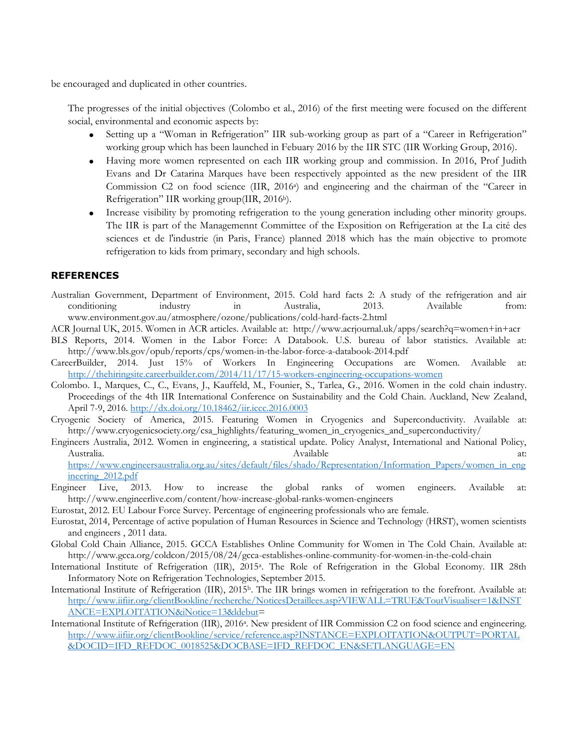be encouraged and duplicated in other countries.

The progresses of the initial objectives (Colombo et al., 2016) of the first meeting were focused on the different social, environmental and economic aspects by:

- Setting up a "Woman in Refrigeration" IIR sub-working group as part of a "Career in Refrigeration" working group which has been launched in Febuary 2016 by the IIR STC (IIR Working Group, 2016).
- Having more women represented on each IIR working group and commission. In 2016, Prof Judith Evans and Dr Catarina Marques have been respectively appointed as the new president of the IIR Commission C2 on food science (IIR, 2016[a]) and engineering and the chairman of the "Career in Refrigeration" IIR working group(IIR, 2016[b]).
- Increase visibility by promoting refrigeration to the young generation including other minority groups. The IIR is part of the Managemennt Committee of the Exposition on Refrigeration at the La cité des sciences et de l'industrie (in Paris, France) planned 2018 which has the main objective to promote refrigeration to kids from primary, secondary and high schools.

## REFERENCES

Australian Government, Department of Environment, 2015. Cold hard facts 2: A study of the refrigeration and air conditioning industry in Australia, 2013. Available from: www.environment.gov.au/atmosphere/ozone/publications/cold-hard-facts-2.html

ACR Journal UK, 2015. Women in ACR articles. Available at: http://www.acrjournal.uk/apps/search?q=women+in+acr

BLS Reports, 2014. Women in the Labor Force: A Databook. U.S. bureau of labor statistics. Available at: http://www.bls.gov/opub/reports/cps/women-in-the-labor-force-a-databook-2014.pdf

CareerBuilder, 2014. Just 15% of Workers In Engineering Occupations are Women. Available at: http://thehiringsite.careerbuilder.com/2014/11/17/15-workers-engineering-occupations-women

Colombo. I., Marques, C., C., Evans, J., Kauffeld, M., Founier, S., Tarlea, G., 2016. Women in the cold chain industry. Proceedings of the 4th IIR International Conference on Sustainability and the Cold Chain. Auckland, New Zealand, April 7-9, 2016. http://dx.doi.org/10.18462/iir.iccc.2016.0003

Cryogenic Society of America, 2015. Featuring Women in Cryogenics and Superconductivity. Available at: http://www.cryogenicsociety.org/csa_highlights/featuring_women_in_cryogenics_and_superconductivity/

Engineers Australia, 2012. Women in engineering, a statistical update. Policy Analyst, International and National Policy, Australia. Available at: https://www.engineersaustralia.org.au/sites/default/files/shado/Representation/Information_Papers/women_in_engineering_2012.pdf

Engineer Live, 2013. How to increase the global ranks of women engineers. Available at: http://www.engineerlive.com/content/how-increase-global-ranks-women-engineers

Eurostat, 2012. EU Labour Force Survey. Percentage of engineering professionals who are female.

Eurostat, 2014, Percentage of active population of Human Resources in Science and Technology (HRST), women scientists and engineers , 2011 data.

Global Cold Chain Alliance, 2015. GCCA Establishes Online Community for Women in The Cold Chain. Available at: http://www.gcca.org/coldcon/2015/08/24/gcca-establishes-online-community-for-women-in-the-cold-chain

International Institute of Refrigeration (IIR), 2015[a]. The Role of Refrigeration in the Global Economy. IIR 28th Informatory Note on Refrigeration Technologies, September 2015.

International Institute of Refrigeration (IIR), 2015[b]. The IIR brings women in refrigeration to the forefront. Available at: http://www.iifiir.org/clientBookline/recherche/NoticesDetaillees.asp?VIEWALL=TRUE&ToutVisualiser=1&INSTANCE=EXPLOITATION&iNotice=13&ldebut=

International Institute of Refrigeration (IIR), 2016[a]. New president of IIR Commission C2 on food science and engineering. http://www.iifiir.org/clientBookline/service/reference.asp?INSTANCE=EXPLOITATION&OUTPUT=PORTAL&DOCID=IFD_REFDOC_0018525&DOCBASE=IFD_REFDOC_EN&SETLANGUAGE=EN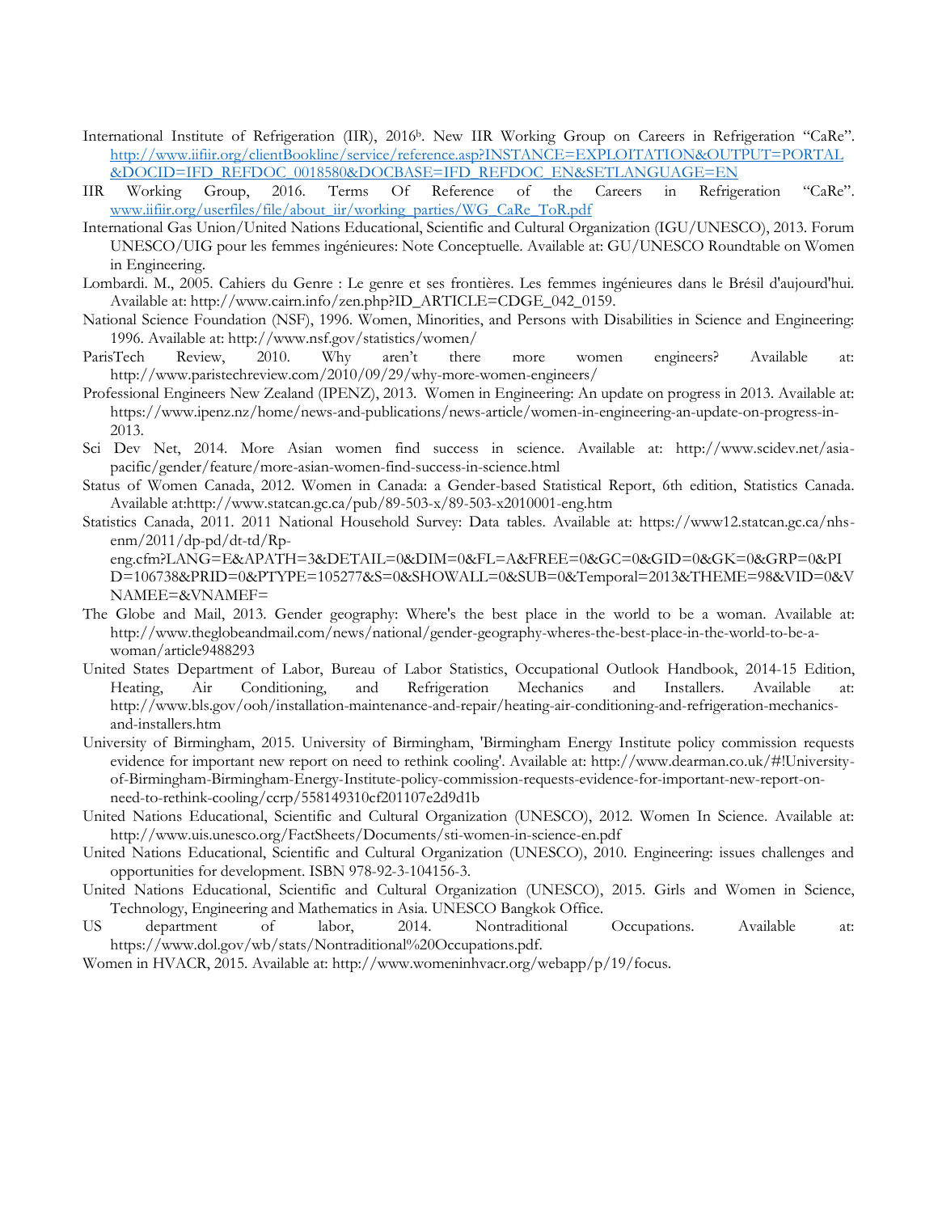International Institute of Refrigeration (IIR), 2016[b]. New IIR Working Group on Careers in Refrigeration "CaRe". http://www.iifiir.org/clientBookline/service/reference.asp?INSTANCE=EXPLOITATION&OUTPUT=PORTAL&DOCID=IFD_REFDOC_0018580&DOCBASE=IFD_REFDOC_EN&SETLANGUAGE=EN

IIR Working Group, 2016. Terms Of Reference of the Careers in Refrigeration "CaRe". www.iifiir.org/userfiles/file/about_iir/working_parties/WG_CaRe_ToR.pdf

International Gas Union/United Nations Educational, Scientific and Cultural Organization (IGU/UNESCO), 2013. Forum UNESCO/UIG pour les femmes ingénieures: Note Conceptuelle. Available at: GU/UNESCO Roundtable on Women in Engineering.

Lombardi. M., 2005. Cahiers du Genre : Le genre et ses frontières. Les femmes ingénieures dans le Brésil d'aujourd'hui. Available at: http://www.cairn.info/zen.php?ID_ARTICLE=CDGE_042_0159.

National Science Foundation (NSF), 1996. Women, Minorities, and Persons with Disabilities in Science and Engineering: 1996. Available at: http://www.nsf.gov/statistics/women/

ParisTech Review, 2010. Why aren't there more women engineers? Available at: http://www.paristechreview.com/2010/09/29/why-more-women-engineers/

Professional Engineers New Zealand (IPENZ), 2013. Women in Engineering: An update on progress in 2013. Available at: https://www.ipenz.nz/home/news-and-publications/news-article/women-in-engineering-an-update-on-progress-in-2013.

Sci Dev Net, 2014. More Asian women find success in science. Available at: http://www.scidev.net/asia-pacific/gender/feature/more-asian-women-find-success-in-science.html

Status of Women Canada, 2012. Women in Canada: a Gender-based Statistical Report, 6th edition, Statistics Canada. Available at:http://www.statcan.gc.ca/pub/89-503-x/89-503-x2010001-eng.htm

Statistics Canada, 2011. 2011 National Household Survey: Data tables. Available at: https://www12.statcan.gc.ca/nhs-enm/2011/dp-pd/dt-td/Rp-eng.cfm?LANG=E&APATH=3&DETAIL=0&DIM=0&FL=A&FREE=0&GC=0&GID=0&GK=0&GRP=0&PID=106738&PRID=0&PTYPE=105277&S=0&SHOWALL=0&SUB=0&Temporal=2013&THEME=98&VID=0&VNAMEE=&VNAMEF=

The Globe and Mail, 2013. Gender geography: Where's the best place in the world to be a woman. Available at: http://www.theglobeandmail.com/news/national/gender-geography-wheres-the-best-place-in-the-world-to-be-a-woman/article9488293

United States Department of Labor, Bureau of Labor Statistics, Occupational Outlook Handbook, 2014-15 Edition, Heating, Air Conditioning, and Refrigeration Mechanics and Installers. Available at: http://www.bls.gov/ooh/installation-maintenance-and-repair/heating-air-conditioning-and-refrigeration-mechanics-and-installers.htm

University of Birmingham, 2015. University of Birmingham, 'Birmingham Energy Institute policy commission requests evidence for important new report on need to rethink cooling'. Available at: http://www.dearman.co.uk/#!University-of-Birmingham-Birmingham-Energy-Institute-policy-commission-requests-evidence-for-important-new-report-on-need-to-rethink-cooling/ccrp/558149310cf201107e2d9d1b

United Nations Educational, Scientific and Cultural Organization (UNESCO), 2012. Women In Science. Available at: http://www.uis.unesco.org/FactSheets/Documents/sti-women-in-science-en.pdf

United Nations Educational, Scientific and Cultural Organization (UNESCO), 2010. Engineering: issues challenges and opportunities for development. ISBN 978-92-3-104156-3.

United Nations Educational, Scientific and Cultural Organization (UNESCO), 2015. Girls and Women in Science, Technology, Engineering and Mathematics in Asia. UNESCO Bangkok Office.

US department of labor, 2014. Nontraditional Occupations. Available at: https://www.dol.gov/wb/stats/Nontraditional%20Occupations.pdf.

Women in HVACR, 2015. Available at: http://www.womeninhvacr.org/webapp/p/19/focus.